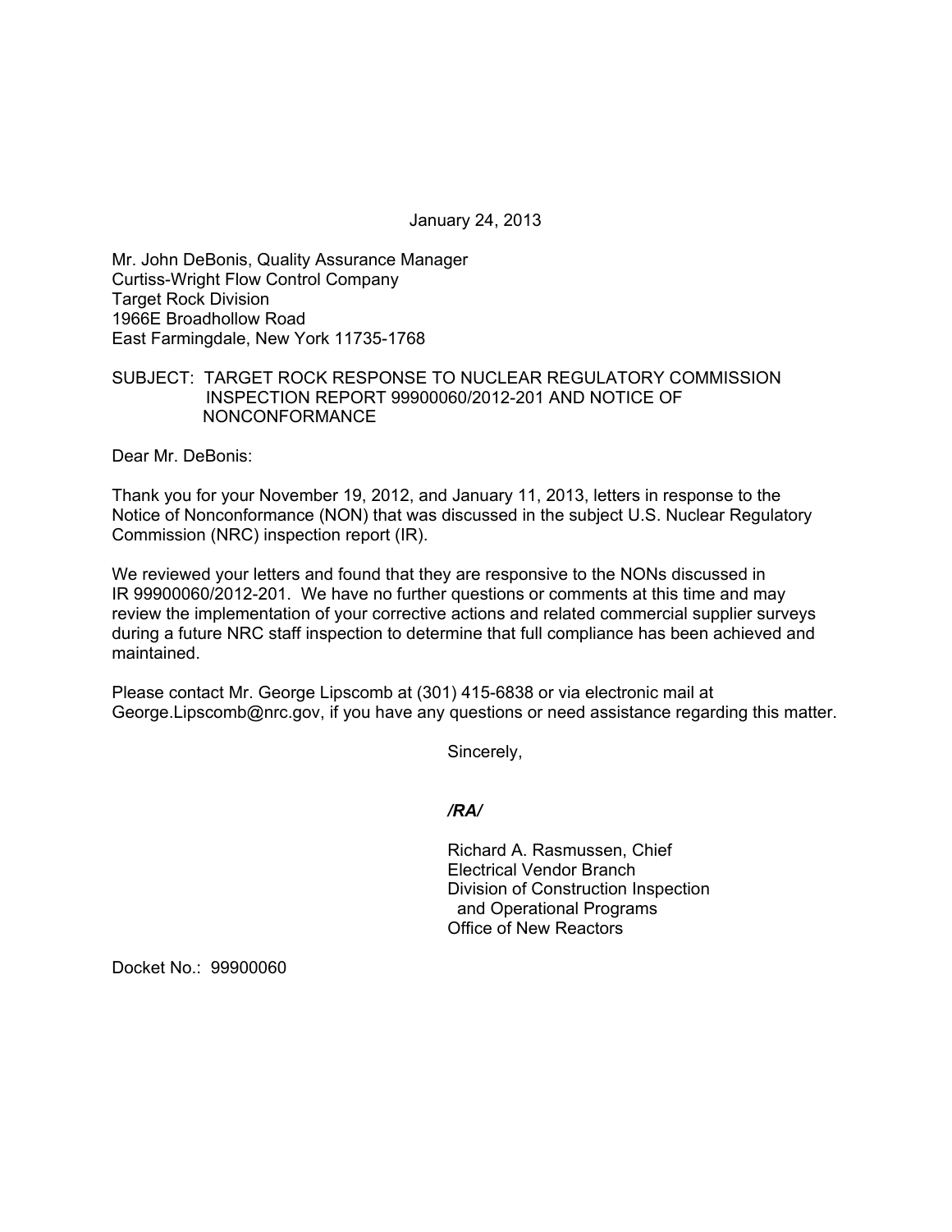January 24, 2013

Mr. John DeBonis, Quality Assurance Manager
Curtiss-Wright Flow Control Company
Target Rock Division
1966E Broadhollow Road
East Farmingdale, New York 11735-1768

SUBJECT: TARGET ROCK RESPONSE TO NUCLEAR REGULATORY COMMISSION INSPECTION REPORT 99900060/2012-201 AND NOTICE OF NONCONFORMANCE

Dear Mr. DeBonis:

Thank you for your November 19, 2012, and January 11, 2013, letters in response to the Notice of Nonconformance (NON) that was discussed in the subject U.S. Nuclear Regulatory Commission (NRC) inspection report (IR).

We reviewed your letters and found that they are responsive to the NONs discussed in IR 99900060/2012-201. We have no further questions or comments at this time and may review the implementation of your corrective actions and related commercial supplier surveys during a future NRC staff inspection to determine that full compliance has been achieved and maintained.

Please contact Mr. George Lipscomb at (301) 415-6838 or via electronic mail at George.Lipscomb@nrc.gov, if you have any questions or need assistance regarding this matter.

Sincerely,

*/RA/*

Richard A. Rasmussen, Chief
Electrical Vendor Branch
Division of Construction Inspection
and Operational Programs
Office of New Reactors

Docket No.: 99900060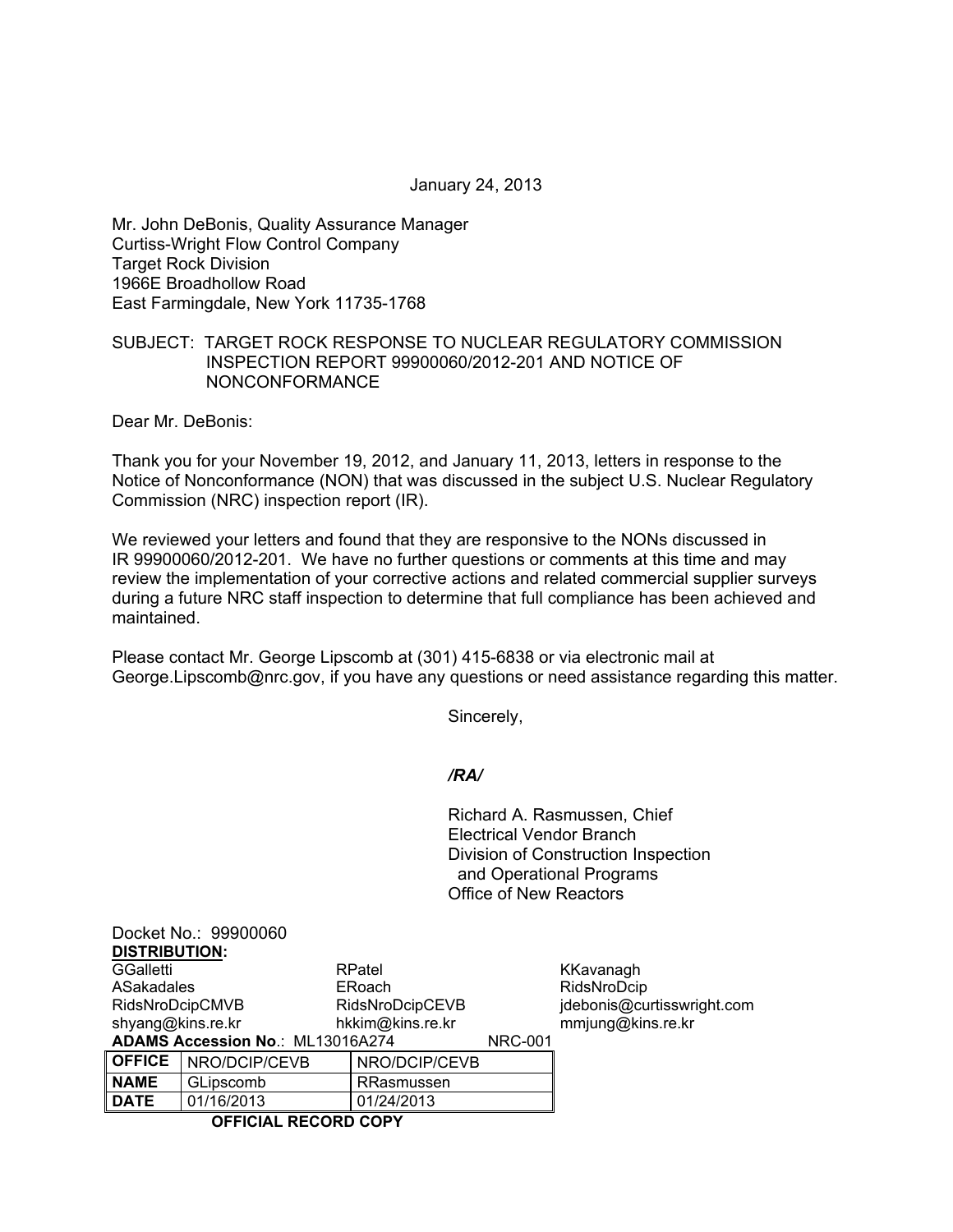January 24, 2013

Mr. John DeBonis, Quality Assurance Manager
Curtiss-Wright Flow Control Company
Target Rock Division
1966E Broadhollow Road
East Farmingdale, New York 11735-1768

SUBJECT: TARGET ROCK RESPONSE TO NUCLEAR REGULATORY COMMISSION INSPECTION REPORT 99900060/2012-201 AND NOTICE OF NONCONFORMANCE

Dear Mr. DeBonis:

Thank you for your November 19, 2012, and January 11, 2013, letters in response to the Notice of Nonconformance (NON) that was discussed in the subject U.S. Nuclear Regulatory Commission (NRC) inspection report (IR).

We reviewed your letters and found that they are responsive to the NONs discussed in IR 99900060/2012-201. We have no further questions or comments at this time and may review the implementation of your corrective actions and related commercial supplier surveys during a future NRC staff inspection to determine that full compliance has been achieved and maintained.

Please contact Mr. George Lipscomb at (301) 415-6838 or via electronic mail at George.Lipscomb@nrc.gov, if you have any questions or need assistance regarding this matter.

Sincerely,

*/RA/*

Richard A. Rasmussen, Chief
Electrical Vendor Branch
Division of Construction Inspection
and Operational Programs
Office of New Reactors

Docket No.: 99900060

**DISTRIBUTION:**

GGalletti RPatel KKavanagh
ASakadales ERoach RidsNroDcip
RidsNroDcipCMVB RidsNroDcipCEVB jdebonis@curtisswright.com
shyang@kins.re.kr hkkim@kins.re.kr mmjung@kins.re.kr

**ADAMS Accession No.**: ML13016A274 NRC-001

| **OFFICE** | NRO/DCIP/CEVB | NRO/DCIP/CEVB |
|---|---|---|
| **NAME** | GLipscomb | RRasmussen |
| **DATE** | 01/16/2013 | 01/24/2013 |

**OFFICIAL RECORD COPY**